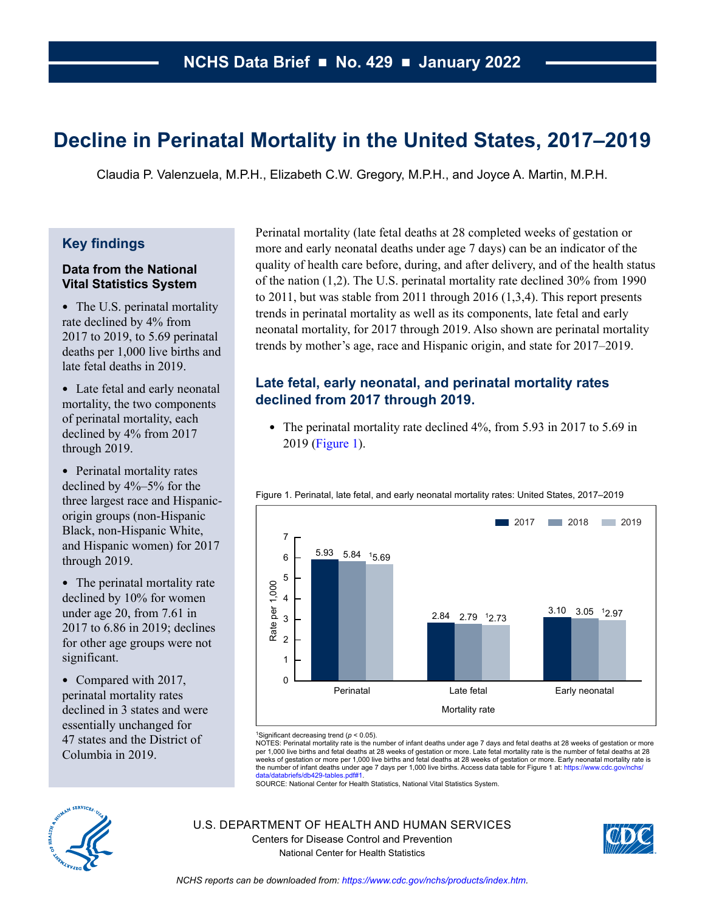NCHS Data Brief ■ No. 429 ■ January 2022

# Decline in Perinatal Mortality in the United States, 2017–2019

Claudia P. Valenzuela, M.P.H., Elizabeth C.W. Gregory, M.P.H., and Joyce A. Martin, M.P.H.

## Key findings

### Data from the National Vital Statistics System

- The U.S. perinatal mortality rate declined by 4% from 2017 to 2019, to 5.69 perinatal deaths per 1,000 live births and late fetal deaths in 2019.
- Late fetal and early neonatal mortality, the two components of perinatal mortality, each declined by 4% from 2017 through 2019.
- Perinatal mortality rates declined by 4%–5% for the three largest race and Hispanic-origin groups (non-Hispanic Black, non-Hispanic White, and Hispanic women) for 2017 through 2019.
- The perinatal mortality rate declined by 10% for women under age 20, from 7.61 in 2017 to 6.86 in 2019; declines for other age groups were not significant.
- Compared with 2017, perinatal mortality rates declined in 3 states and were essentially unchanged for 47 states and the District of Columbia in 2019.

Perinatal mortality (late fetal deaths at 28 completed weeks of gestation or more and early neonatal deaths under age 7 days) can be an indicator of the quality of health care before, during, and after delivery, and of the health status of the nation (1,2). The U.S. perinatal mortality rate declined 30% from 1990 to 2011, but was stable from 2011 through 2016 (1,3,4). This report presents trends in perinatal mortality as well as its components, late fetal and early neonatal mortality, for 2017 through 2019. Also shown are perinatal mortality trends by mother's age, race and Hispanic origin, and state for 2017–2019.

## Late fetal, early neonatal, and perinatal mortality rates declined from 2017 through 2019.

- The perinatal mortality rate declined 4%, from 5.93 in 2017 to 5.69 in 2019 (Figure 1).

Figure 1. Perinatal, late fetal, and early neonatal mortality rates: United States, 2017–2019

| Mortality rate (rate per 1,000) | 2017 | 2018 | 2019 |
|---|---|---|---|
| Perinatal | 5.93 | 5.84 | [1]5.69 |
| Late fetal | 2.84 | 2.79 | [1]2.73 |
| Early neonatal | 3.10 | 3.05 | [1]2.97 |

[1]Significant decreasing trend ($p < 0.05$).

NOTES: Perinatal mortality rate is the number of infant deaths under age 7 days and fetal deaths at 28 weeks of gestation or more per 1,000 live births and fetal deaths at 28 weeks of gestation or more. Late fetal mortality rate is the number of fetal deaths at 28 weeks of gestation or more per 1,000 live births and fetal deaths at 28 weeks of gestation or more. Early neonatal mortality rate is the number of infant deaths under age 7 days per 1,000 live births. Access data table for Figure 1 at: https://www.cdc.gov/nchs/data/databriefs/db429-tables.pdf#1.

SOURCE: National Center for Health Statistics, National Vital Statistics System.

U.S. DEPARTMENT OF HEALTH AND HUMAN SERVICES
Centers for Disease Control and Prevention
National Center for Health Statistics

*NCHS reports can be downloaded from: https://www.cdc.gov/nchs/products/index.htm.*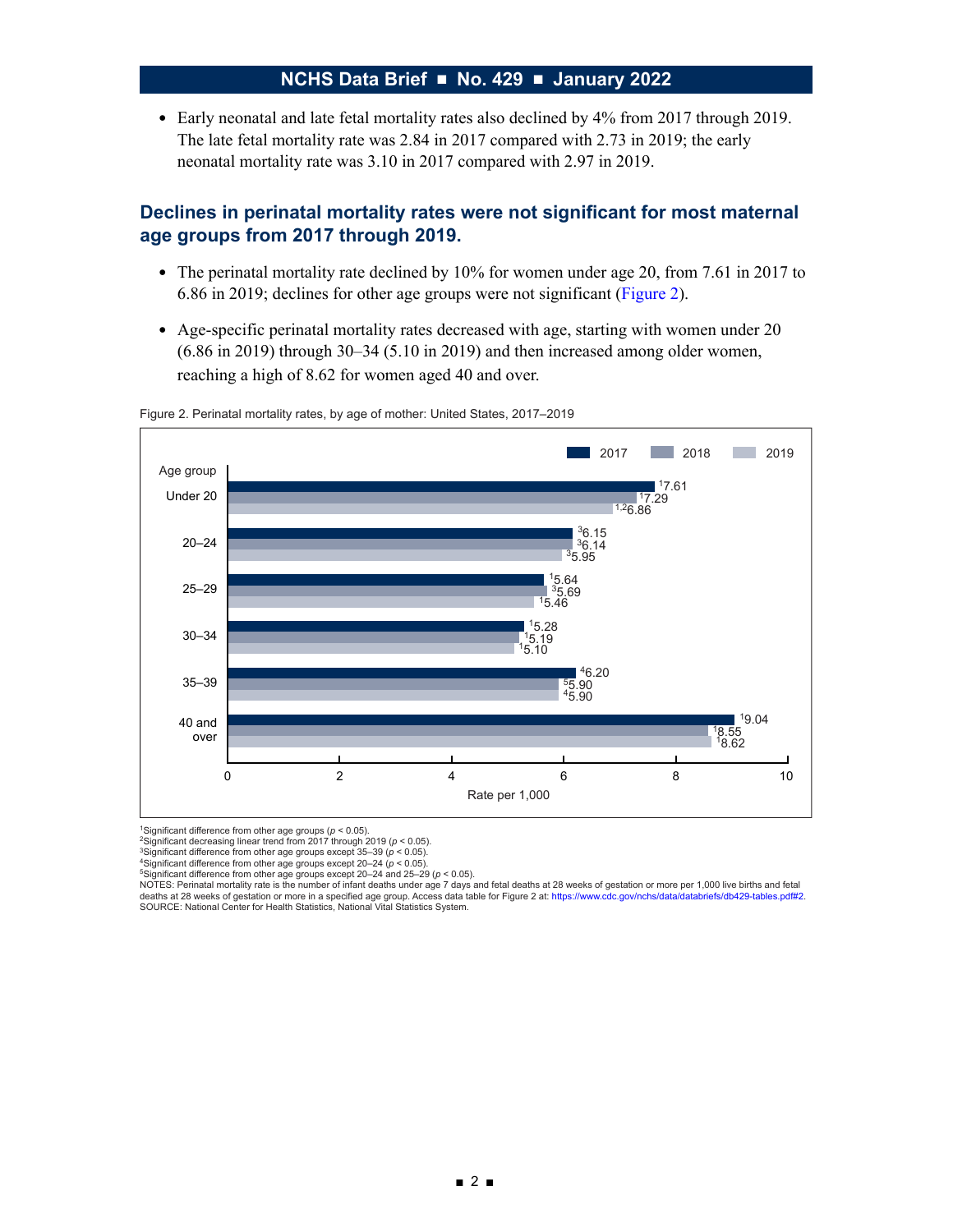- Early neonatal and late fetal mortality rates also declined by 4% from 2017 through 2019. The late fetal mortality rate was 2.84 in 2017 compared with 2.73 in 2019; the early neonatal mortality rate was 3.10 in 2017 compared with 2.97 in 2019.

## Declines in perinatal mortality rates were not significant for most maternal age groups from 2017 through 2019.

- The perinatal mortality rate declined by 10% for women under age 20, from 7.61 in 2017 to 6.86 in 2019; declines for other age groups were not significant (Figure 2).
- Age-specific perinatal mortality rates decreased with age, starting with women under 20 (6.86 in 2019) through 30–34 (5.10 in 2019) and then increased among older women, reaching a high of 8.62 for women aged 40 and over.

Figure 2. Perinatal mortality rates, by age of mother: United States, 2017–2019

| Age group | 2017 | 2018 | 2019 |
|---|---|---|---|
| Under 20 | [1]7.61 | [1]7.29 | [1,2]6.86 |
| 20–24 | [3]6.15 | [3]6.14 | [3]5.95 |
| 25–29 | [1]5.64 | [3]5.69 | [1]5.46 |
| 30–34 | [1]5.28 | [1]5.19 | [1]5.10 |
| 35–39 | [4]6.20 | [5]5.90 | [4]5.90 |
| 40 and over | [1]9.04 | [1]8.55 | [1]8.62 |

Rate per 1,000

[1]Significant difference from other age groups ($p < 0.05$).
[2]Significant decreasing linear trend from 2017 through 2019 ($p < 0.05$).
[3]Significant difference from other age groups except 35–39 ($p < 0.05$).
[4]Significant difference from other age groups except 20–24 ($p < 0.05$).
[5]Significant difference from other age groups except 20–24 and 25–29 ($p < 0.05$).
NOTES: Perinatal mortality rate is the number of infant deaths under age 7 days and fetal deaths at 28 weeks of gestation or more per 1,000 live births and fetal deaths at 28 weeks of gestation or more in a specified age group. Access data table for Figure 2 at: https://www.cdc.gov/nchs/data/databriefs/db429-tables.pdf#2.
SOURCE: National Center for Health Statistics, National Vital Statistics System.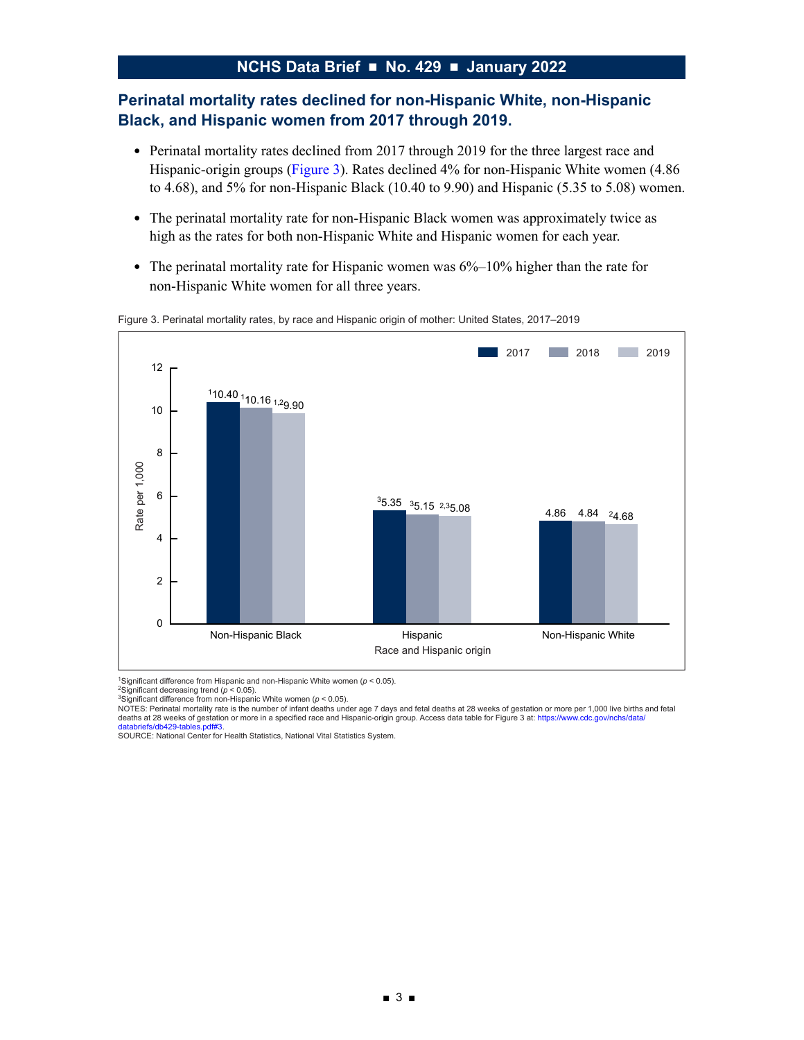## Perinatal mortality rates declined for non-Hispanic White, non-Hispanic Black, and Hispanic women from 2017 through 2019.

- Perinatal mortality rates declined from 2017 through 2019 for the three largest race and Hispanic-origin groups (Figure 3). Rates declined 4% for non-Hispanic White women (4.86 to 4.68), and 5% for non-Hispanic Black (10.40 to 9.90) and Hispanic (5.35 to 5.08) women.
- The perinatal mortality rate for non-Hispanic Black women was approximately twice as high as the rates for both non-Hispanic White and Hispanic women for each year.
- The perinatal mortality rate for Hispanic women was 6%–10% higher than the rate for non-Hispanic White women for all three years.

Figure 3. Perinatal mortality rates, by race and Hispanic origin of mother: United States, 2017–2019

| Race and Hispanic origin | 2017 | 2018 | 2019 |
|---|---|---|---|
| Non-Hispanic Black | [1]10.40 | [1]10.16 | [1,2]9.90 |
| Hispanic | [3]5.35 | [3]5.15 | [2,3]5.08 |
| Non-Hispanic White | 4.86 | 4.84 | [2]4.68 |

[1]Significant difference from Hispanic and non-Hispanic White women ($p < 0.05$).
[2]Significant decreasing trend ($p < 0.05$).
[3]Significant difference from non-Hispanic White women ($p < 0.05$).
NOTES: Perinatal mortality rate is the number of infant deaths under age 7 days and fetal deaths at 28 weeks of gestation or more per 1,000 live births and fetal deaths at 28 weeks of gestation or more in a specified race and Hispanic-origin group. Access data table for Figure 3 at: https://www.cdc.gov/nchs/data/databriefs/db429-tables.pdf#3.
SOURCE: National Center for Health Statistics, National Vital Statistics System.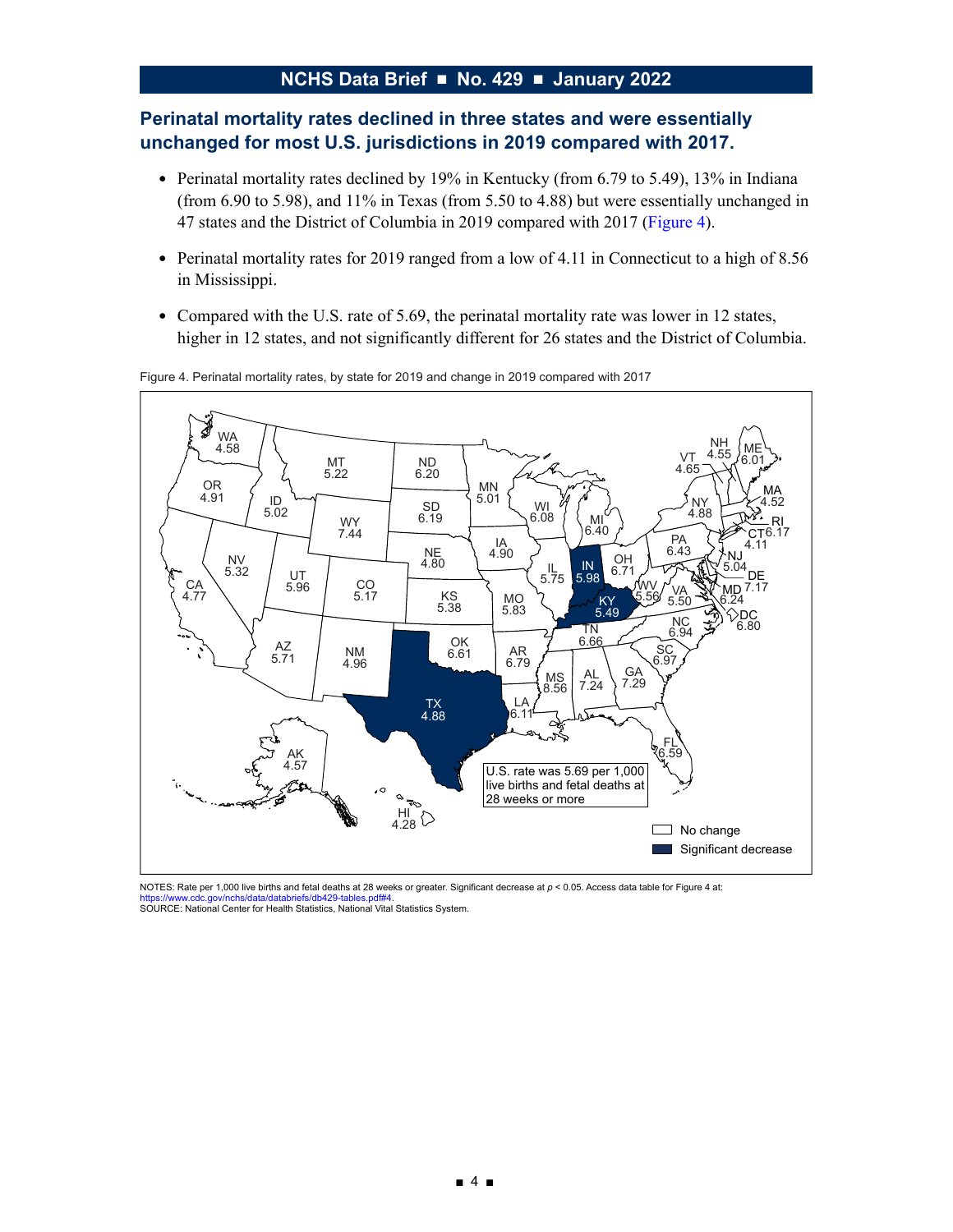## Perinatal mortality rates declined in three states and were essentially unchanged for most U.S. jurisdictions in 2019 compared with 2017.

- Perinatal mortality rates declined by 19% in Kentucky (from 6.79 to 5.49), 13% in Indiana (from 6.90 to 5.98), and 11% in Texas (from 5.50 to 4.88) but were essentially unchanged in 47 states and the District of Columbia in 2019 compared with 2017 (Figure 4).
- Perinatal mortality rates for 2019 ranged from a low of 4.11 in Connecticut to a high of 8.56 in Mississippi.
- Compared with the U.S. rate of 5.69, the perinatal mortality rate was lower in 12 states, higher in 12 states, and not significantly different for 26 states and the District of Columbia.

Figure 4. Perinatal mortality rates, by state for 2019 and change in 2019 compared with 2017

| State | Rate | Change |
| --- | --- | --- |
| WA | 4.58 | No change |
| OR | 4.91 | No change |
| CA | 4.77 | No change |
| ID | 5.02 | No change |
| NV | 5.32 | No change |
| MT | 5.22 | No change |
| WY | 7.44 | No change |
| UT | 5.96 | No change |
| AZ | 5.71 | No change |
| CO | 5.17 | No change |
| NM | 4.96 | No change |
| ND | 6.20 | No change |
| SD | 6.19 | No change |
| NE | 4.80 | No change |
| KS | 5.38 | No change |
| OK | 6.61 | No change |
| TX | 4.88 | Significant decrease |
| MN | 5.01 | No change |
| IA | 4.90 | No change |
| MO | 5.83 | No change |
| AR | 6.79 | No change |
| LA | 6.11 | No change |
| WI | 6.08 | No change |
| IL | 5.75 | No change |
| MI | 6.40 | No change |
| IN | 5.98 | Significant decrease |
| OH | 6.71 | No change |
| KY | 5.49 | Significant decrease |
| TN | 6.66 | No change |
| MS | 8.56 | No change |
| AL | 7.24 | No change |
| GA | 7.29 | No change |
| FL | 6.59 | No change |
| SC | 6.97 | No change |
| NC | 6.94 | No change |
| VA | 5.50 | No change |
| WV | 5.56 | No change |
| PA | 6.43 | No change |
| NY | 4.88 | No change |
| VT | 4.65 | No change |
| NH | 4.55 | No change |
| ME | 6.01 | No change |
| MA | 4.52 | No change |
| RI | 6.17 | No change |
| CT | 4.11 | No change |
| NJ | 5.04 | No change |
| DE | 7.17 | No change |
| MD | 6.24 | No change |
| DC | 6.80 | No change |
| AK | 4.57 | No change |
| HI | 4.28 | No change |

U.S. rate was 5.69 per 1,000 live births and fetal deaths at 28 weeks or more

NOTES: Rate per 1,000 live births and fetal deaths at 28 weeks or greater. Significant decrease at $p < 0.05$. Access data table for Figure 4 at: https://www.cdc.gov/nchs/data/databriefs/db429-tables.pdf#4.
SOURCE: National Center for Health Statistics, National Vital Statistics System.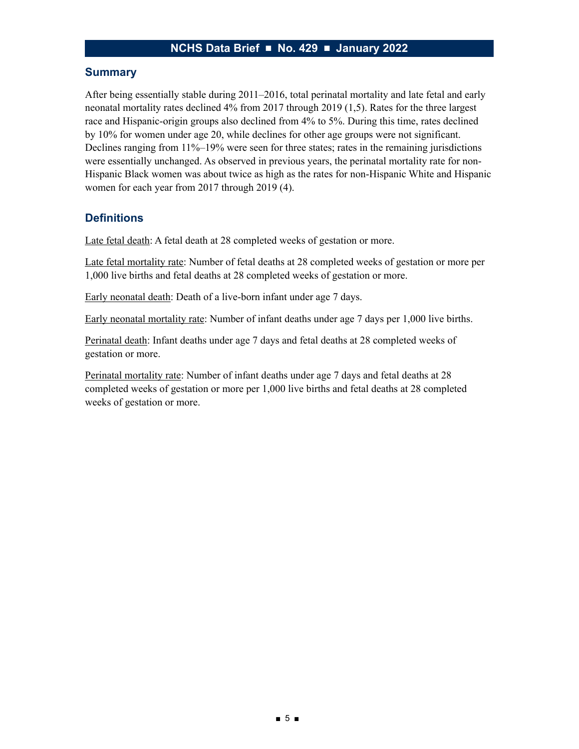## Summary

After being essentially stable during 2011–2016, total perinatal mortality and late fetal and early neonatal mortality rates declined 4% from 2017 through 2019 (1,5). Rates for the three largest race and Hispanic-origin groups also declined from 4% to 5%. During this time, rates declined by 10% for women under age 20, while declines for other age groups were not significant. Declines ranging from 11%–19% were seen for three states; rates in the remaining jurisdictions were essentially unchanged. As observed in previous years, the perinatal mortality rate for non-Hispanic Black women was about twice as high as the rates for non-Hispanic White and Hispanic women for each year from 2017 through 2019 (4).

## Definitions

Late fetal death: A fetal death at 28 completed weeks of gestation or more.

Late fetal mortality rate: Number of fetal deaths at 28 completed weeks of gestation or more per 1,000 live births and fetal deaths at 28 completed weeks of gestation or more.

Early neonatal death: Death of a live-born infant under age 7 days.

Early neonatal mortality rate: Number of infant deaths under age 7 days per 1,000 live births.

Perinatal death: Infant deaths under age 7 days and fetal deaths at 28 completed weeks of gestation or more.

Perinatal mortality rate: Number of infant deaths under age 7 days and fetal deaths at 28 completed weeks of gestation or more per 1,000 live births and fetal deaths at 28 completed weeks of gestation or more.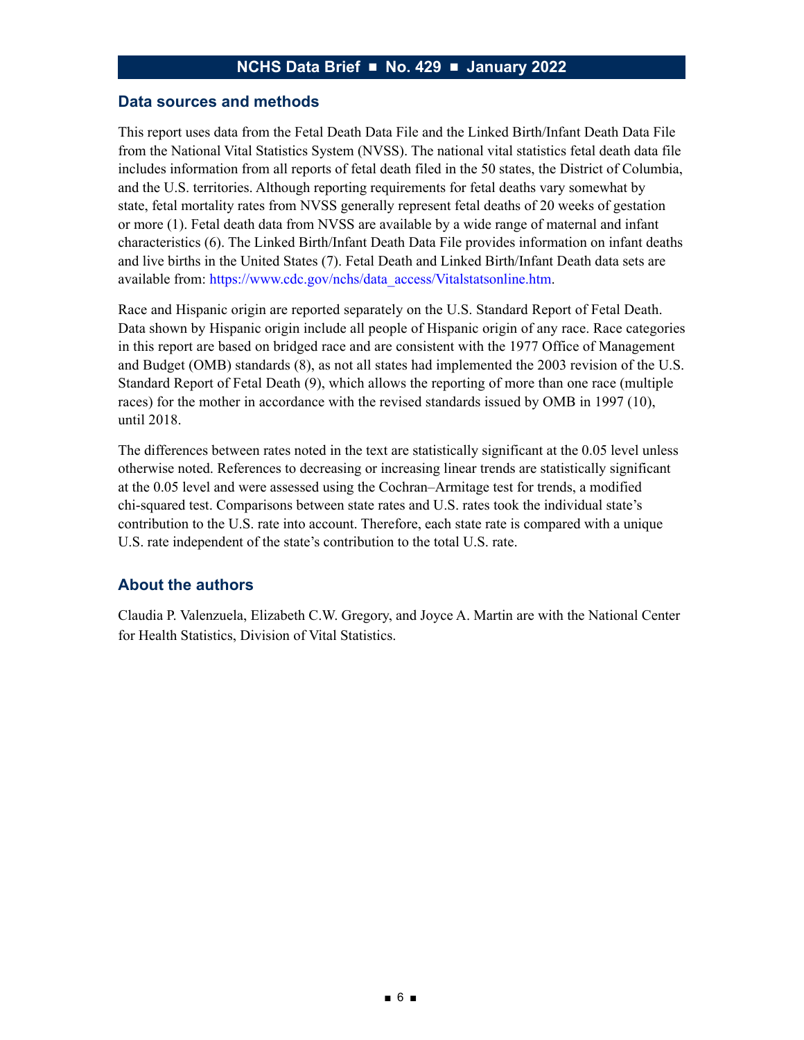## Data sources and methods

This report uses data from the Fetal Death Data File and the Linked Birth/Infant Death Data File from the National Vital Statistics System (NVSS). The national vital statistics fetal death data file includes information from all reports of fetal death filed in the 50 states, the District of Columbia, and the U.S. territories. Although reporting requirements for fetal deaths vary somewhat by state, fetal mortality rates from NVSS generally represent fetal deaths of 20 weeks of gestation or more (1). Fetal death data from NVSS are available by a wide range of maternal and infant characteristics (6). The Linked Birth/Infant Death Data File provides information on infant deaths and live births in the United States (7). Fetal Death and Linked Birth/Infant Death data sets are available from: https://www.cdc.gov/nchs/data_access/Vitalstatsonline.htm.

Race and Hispanic origin are reported separately on the U.S. Standard Report of Fetal Death. Data shown by Hispanic origin include all people of Hispanic origin of any race. Race categories in this report are based on bridged race and are consistent with the 1977 Office of Management and Budget (OMB) standards (8), as not all states had implemented the 2003 revision of the U.S. Standard Report of Fetal Death (9), which allows the reporting of more than one race (multiple races) for the mother in accordance with the revised standards issued by OMB in 1997 (10), until 2018.

The differences between rates noted in the text are statistically significant at the 0.05 level unless otherwise noted. References to decreasing or increasing linear trends are statistically significant at the 0.05 level and were assessed using the Cochran–Armitage test for trends, a modified chi-squared test. Comparisons between state rates and U.S. rates took the individual state's contribution to the U.S. rate into account. Therefore, each state rate is compared with a unique U.S. rate independent of the state's contribution to the total U.S. rate.

## About the authors

Claudia P. Valenzuela, Elizabeth C.W. Gregory, and Joyce A. Martin are with the National Center for Health Statistics, Division of Vital Statistics.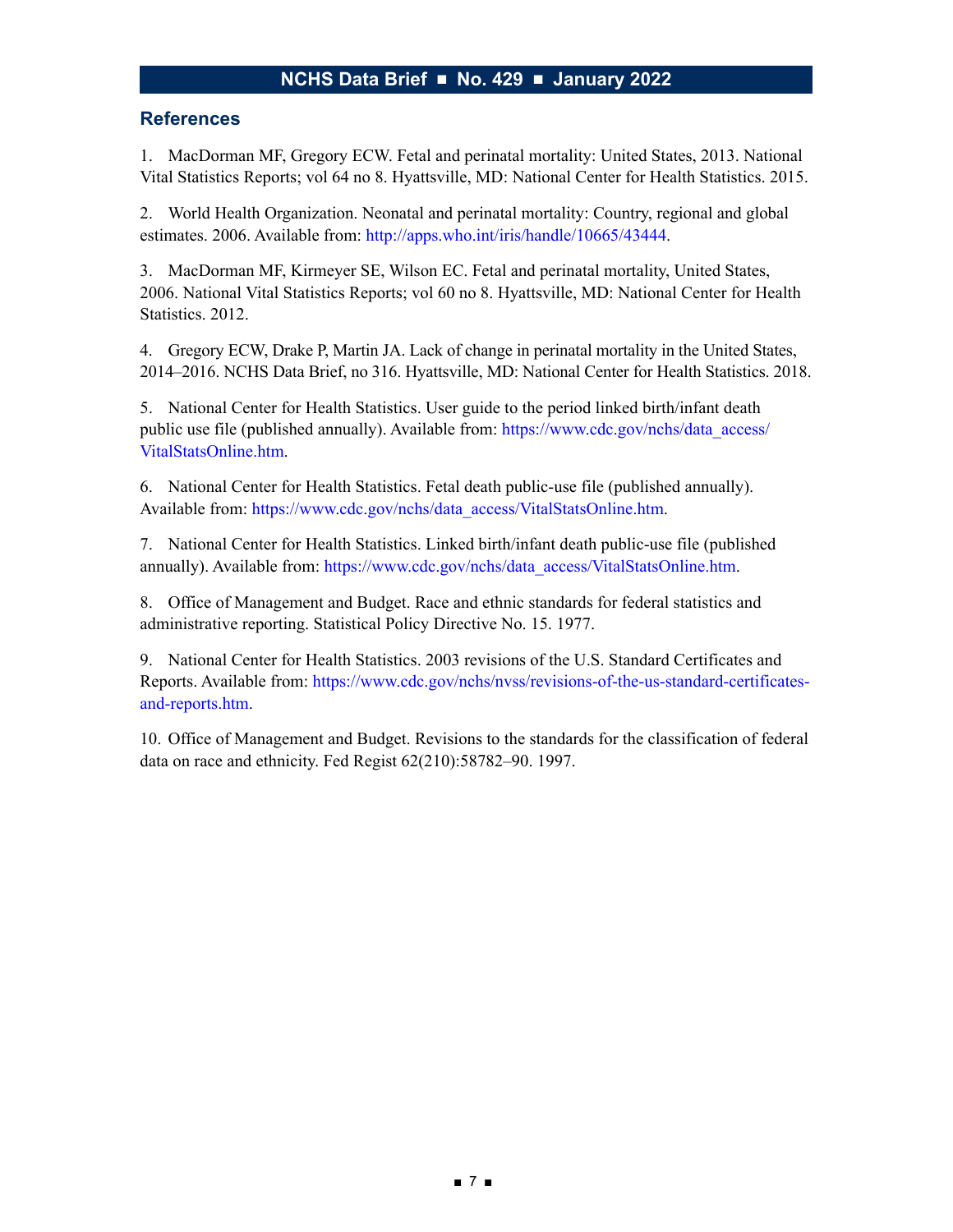## References

1. MacDorman MF, Gregory ECW. Fetal and perinatal mortality: United States, 2013. National Vital Statistics Reports; vol 64 no 8. Hyattsville, MD: National Center for Health Statistics. 2015.

2. World Health Organization. Neonatal and perinatal mortality: Country, regional and global estimates. 2006. Available from: http://apps.who.int/iris/handle/10665/43444.

3. MacDorman MF, Kirmeyer SE, Wilson EC. Fetal and perinatal mortality, United States, 2006. National Vital Statistics Reports; vol 60 no 8. Hyattsville, MD: National Center for Health Statistics. 2012.

4. Gregory ECW, Drake P, Martin JA. Lack of change in perinatal mortality in the United States, 2014–2016. NCHS Data Brief, no 316. Hyattsville, MD: National Center for Health Statistics. 2018.

5. National Center for Health Statistics. User guide to the period linked birth/infant death public use file (published annually). Available from: https://www.cdc.gov/nchs/data_access/VitalStatsOnline.htm.

6. National Center for Health Statistics. Fetal death public-use file (published annually). Available from: https://www.cdc.gov/nchs/data_access/VitalStatsOnline.htm.

7. National Center for Health Statistics. Linked birth/infant death public-use file (published annually). Available from: https://www.cdc.gov/nchs/data_access/VitalStatsOnline.htm.

8. Office of Management and Budget. Race and ethnic standards for federal statistics and administrative reporting. Statistical Policy Directive No. 15. 1977.

9. National Center for Health Statistics. 2003 revisions of the U.S. Standard Certificates and Reports. Available from: https://www.cdc.gov/nchs/nvss/revisions-of-the-us-standard-certificates-and-reports.htm.

10. Office of Management and Budget. Revisions to the standards for the classification of federal data on race and ethnicity. Fed Regist 62(210):58782–90. 1997.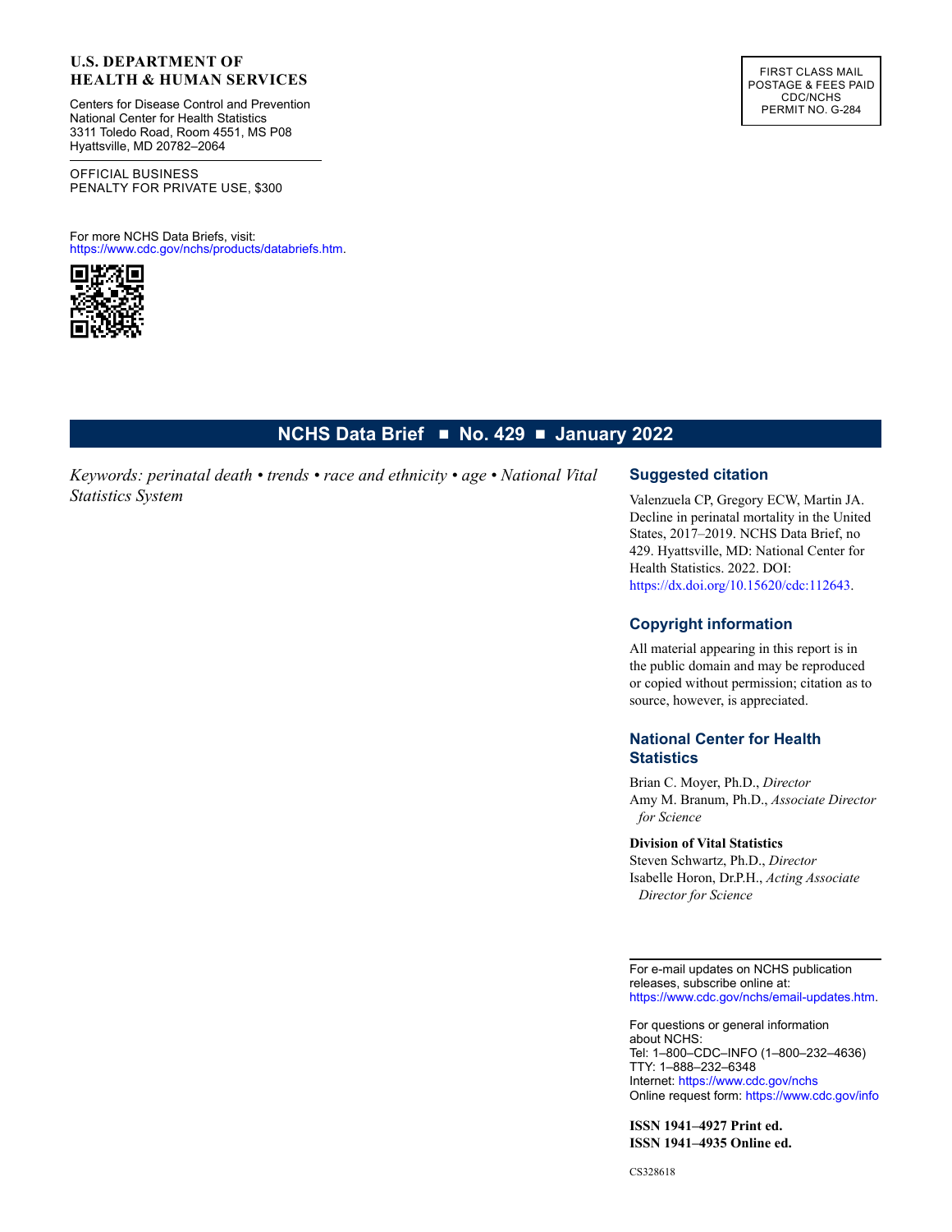**U.S. DEPARTMENT OF HEALTH & HUMAN SERVICES**

Centers for Disease Control and Prevention
National Center for Health Statistics
3311 Toledo Road, Room 4551, MS P08
Hyattsville, MD 20782–2064

OFFICIAL BUSINESS
PENALTY FOR PRIVATE USE, $300

FIRST CLASS MAIL
POSTAGE & FEES PAID
CDC/NCHS
PERMIT NO. G-284

For more NCHS Data Briefs, visit:
https://www.cdc.gov/nchs/products/databriefs.htm.

## NCHS Data Brief ■ No. 429 ■ January 2022

*Keywords: perinatal death • trends • race and ethnicity • age • National Vital Statistics System*

### Suggested citation

Valenzuela CP, Gregory ECW, Martin JA. Decline in perinatal mortality in the United States, 2017–2019. NCHS Data Brief, no 429. Hyattsville, MD: National Center for Health Statistics. 2022. DOI: https://dx.doi.org/10.15620/cdc:112643.

### Copyright information

All material appearing in this report is in the public domain and may be reproduced or copied without permission; citation as to source, however, is appreciated.

### National Center for Health Statistics

Brian C. Moyer, Ph.D., *Director*
Amy M. Branum, Ph.D., *Associate Director for Science*

**Division of Vital Statistics**
Steven Schwartz, Ph.D., *Director*
Isabelle Horon, Dr.P.H., *Acting Associate Director for Science*

For e-mail updates on NCHS publication releases, subscribe online at: https://www.cdc.gov/nchs/email-updates.htm.

For questions or general information about NCHS:
Tel: 1–800–CDC–INFO (1–800–232–4636)
TTY: 1–888–232–6348
Internet: https://www.cdc.gov/nchs
Online request form: https://www.cdc.gov/info

**ISSN 1941–4927 Print ed.**
**ISSN 1941–4935 Online ed.**

CS328618